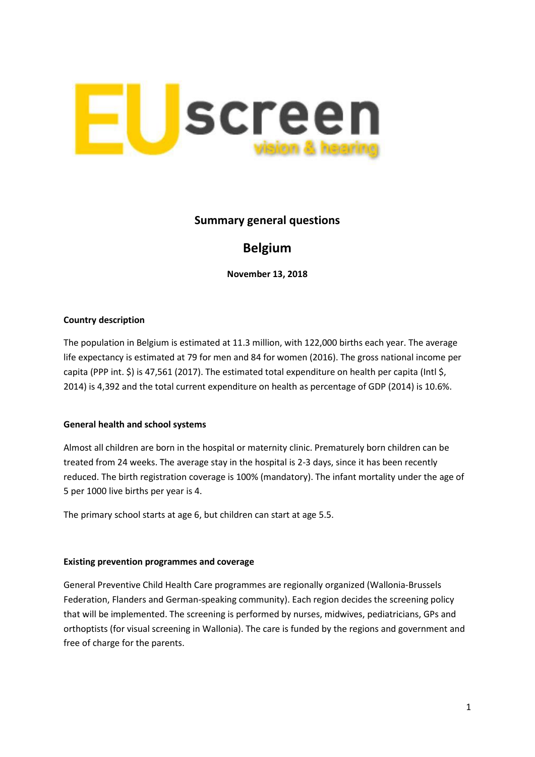EUscreen vision & hearing

## Summary general questions

# Belgium

**November 13, 2018**

### Country description

The population in Belgium is estimated at 11.3 million, with 122,000 births each year. The average life expectancy is estimated at 79 for men and 84 for women (2016). The gross national income per capita (PPP int. $) is 47,561 (2017). The estimated total expenditure on health per capita (Intl $, 2014) is 4,392 and the total current expenditure on health as percentage of GDP (2014) is 10.6%.

### General health and school systems

Almost all children are born in the hospital or maternity clinic. Prematurely born children can be treated from 24 weeks. The average stay in the hospital is 2-3 days, since it has been recently reduced. The birth registration coverage is 100% (mandatory). The infant mortality under the age of 5 per 1000 live births per year is 4.

The primary school starts at age 6, but children can start at age 5.5.

### Existing prevention programmes and coverage

General Preventive Child Health Care programmes are regionally organized (Wallonia-Brussels Federation, Flanders and German-speaking community). Each region decides the screening policy that will be implemented. The screening is performed by nurses, midwives, pediatricians, GPs and orthoptists (for visual screening in Wallonia). The care is funded by the regions and government and free of charge for the parents.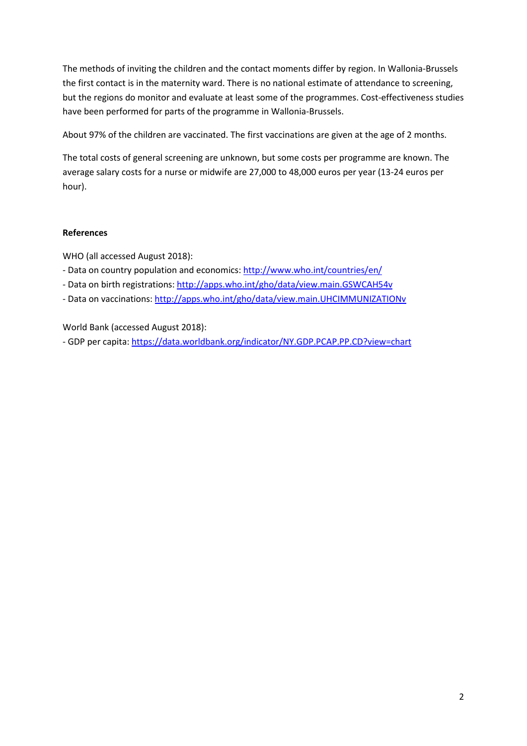The methods of inviting the children and the contact moments differ by region. In Wallonia-Brussels the first contact is in the maternity ward. There is no national estimate of attendance to screening, but the regions do monitor and evaluate at least some of the programmes. Cost-effectiveness studies have been performed for parts of the programme in Wallonia-Brussels.

About 97% of the children are vaccinated. The first vaccinations are given at the age of 2 months.

The total costs of general screening are unknown, but some costs per programme are known. The average salary costs for a nurse or midwife are 27,000 to 48,000 euros per year (13-24 euros per hour).

**References**

WHO (all accessed August 2018):

- Data on country population and economics: [http://www.who.int/countries/en/](http://www.who.int/countries/en/)
- Data on birth registrations: [http://apps.who.int/gho/data/view.main.GSWCAH54v](http://apps.who.int/gho/data/view.main.GSWCAH54v)
- Data on vaccinations: [http://apps.who.int/gho/data/view.main.UHCIMMUNIZATIONv](http://apps.who.int/gho/data/view.main.UHCIMMUNIZATIONv)

World Bank (accessed August 2018):

- GDP per capita: [https://data.worldbank.org/indicator/NY.GDP.PCAP.PP.CD?view=chart](https://data.worldbank.org/indicator/NY.GDP.PCAP.PP.CD?view=chart)